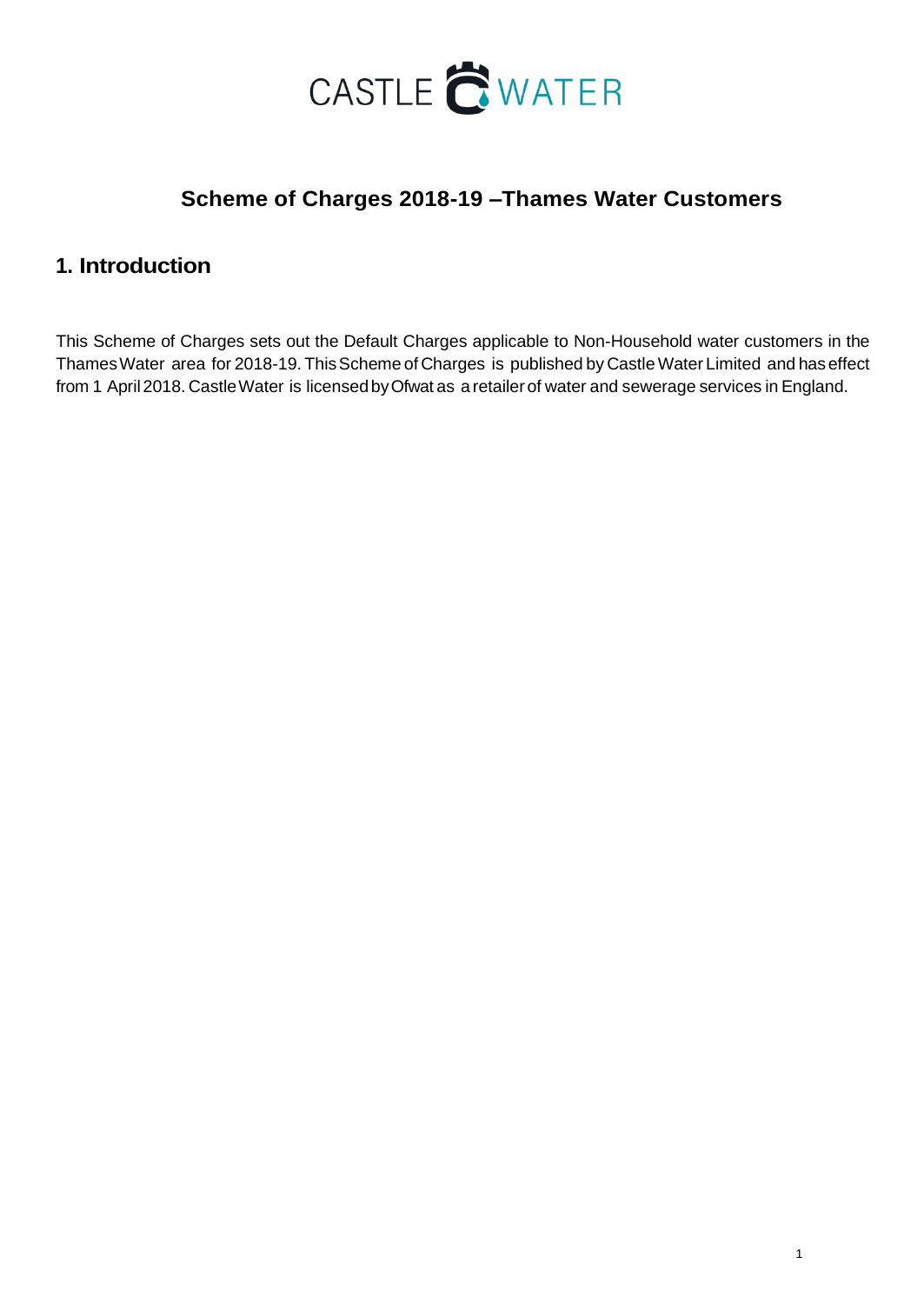CASTLE WATER

# Scheme of Charges 2018-19 –Thames Water Customers

## 1. Introduction

This Scheme of Charges sets out the Default Charges applicable to Non-Household water customers in the Thames Water area for 2018-19. This Scheme of Charges is published by Castle Water Limited and has effect from 1 April 2018. Castle Water is licensed by Ofwat as a retailer of water and sewerage services in England.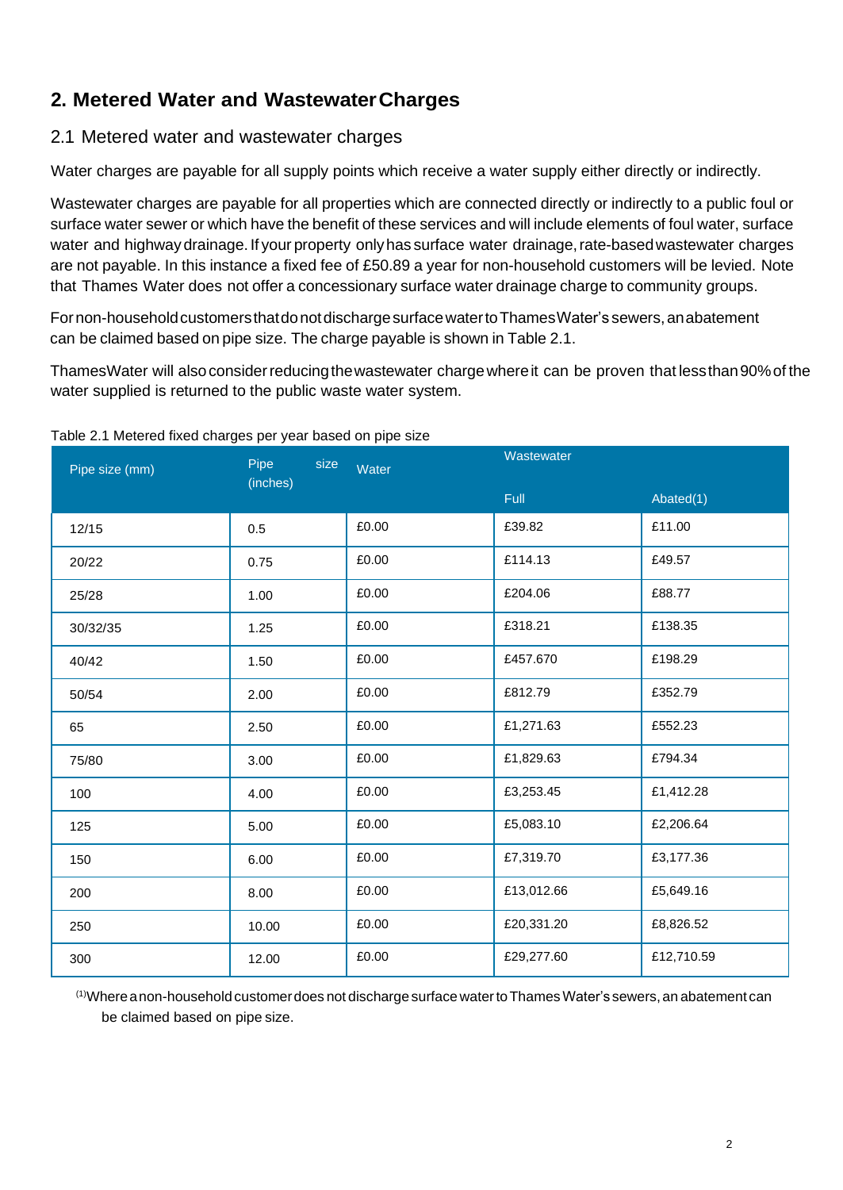## 2. Metered Water and Wastewater Charges

### 2.1 Metered water and wastewater charges

Water charges are payable for all supply points which receive a water supply either directly or indirectly.

Wastewater charges are payable for all properties which are connected directly or indirectly to a public foul or surface water sewer or which have the benefit of these services and will include elements of foul water, surface water and highway drainage. If your property only has surface water drainage, rate-based wastewater charges are not payable. In this instance a fixed fee of £50.89 a year for non-household customers will be levied. Note that Thames Water does not offer a concessionary surface water drainage charge to community groups.

For non-household customers that do not discharge surface water to Thames Water's sewers, an abatement can be claimed based on pipe size. The charge payable is shown in Table 2.1.

Thames Water will also consider reducing the wastewater charge where it can be proven that less than 90% of the water supplied is returned to the public waste water system.

Table 2.1 Metered fixed charges per year based on pipe size

| Pipe size (mm) | Pipe size (inches) | Water | Wastewater | |
|---|---|---|---|---|
| | | | Full | Abated(1) |
| 12/15 | 0.5 | £0.00 | £39.82 | £11.00 |
| 20/22 | 0.75 | £0.00 | £114.13 | £49.57 |
| 25/28 | 1.00 | £0.00 | £204.06 | £88.77 |
| 30/32/35 | 1.25 | £0.00 | £318.21 | £138.35 |
| 40/42 | 1.50 | £0.00 | £457.670 | £198.29 |
| 50/54 | 2.00 | £0.00 | £812.79 | £352.79 |
| 65 | 2.50 | £0.00 | £1,271.63 | £552.23 |
| 75/80 | 3.00 | £0.00 | £1,829.63 | £794.34 |
| 100 | 4.00 | £0.00 | £3,253.45 | £1,412.28 |
| 125 | 5.00 | £0.00 | £5,083.10 | £2,206.64 |
| 150 | 6.00 | £0.00 | £7,319.70 | £3,177.36 |
| 200 | 8.00 | £0.00 | £13,012.66 | £5,649.16 |
| 250 | 10.00 | £0.00 | £20,331.20 | £8,826.52 |
| 300 | 12.00 | £0.00 | £29,277.60 | £12,710.59 |

(1) Where a non-household customer does not discharge surface water to Thames Water's sewers, an abatement can be claimed based on pipe size.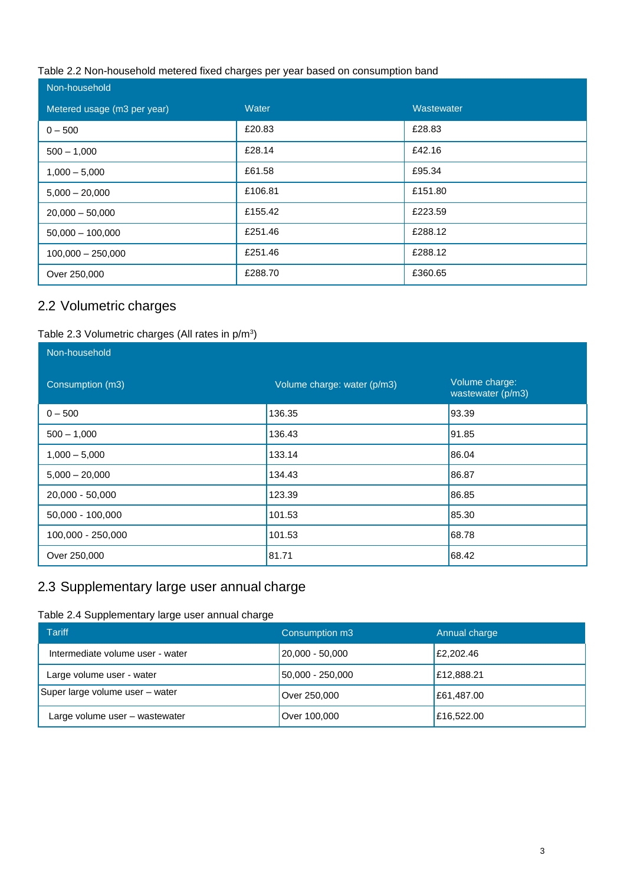Table 2.2 Non-household metered fixed charges per year based on consumption band

| Non-household | | |
|---|---|---|
| Metered usage (m3 per year) | Water | Wastewater |
| 0 – 500 | £20.83 | £28.83 |
| 500 – 1,000 | £28.14 | £42.16 |
| 1,000 – 5,000 | £61.58 | £95.34 |
| 5,000 – 20,000 | £106.81 | £151.80 |
| 20,000 – 50,000 | £155.42 | £223.59 |
| 50,000 – 100,000 | £251.46 | £288.12 |
| 100,000 – 250,000 | £251.46 | £288.12 |
| Over 250,000 | £288.70 | £360.65 |

## 2.2 Volumetric charges

Table 2.3 Volumetric charges (All rates in p/m³)

| Non-household | | |
|---|---|---|
| Consumption (m3) | Volume charge: water (p/m3) | Volume charge: wastewater (p/m3) |
| 0 – 500 | 136.35 | 93.39 |
| 500 – 1,000 | 136.43 | 91.85 |
| 1,000 – 5,000 | 133.14 | 86.04 |
| 5,000 – 20,000 | 134.43 | 86.87 |
| 20,000 - 50,000 | 123.39 | 86.85 |
| 50,000 - 100,000 | 101.53 | 85.30 |
| 100,000 - 250,000 | 101.53 | 68.78 |
| Over 250,000 | 81.71 | 68.42 |

## 2.3 Supplementary large user annual charge

Table 2.4 Supplementary large user annual charge

| Tariff | Consumption m3 | Annual charge |
|---|---|---|
| Intermediate volume user - water | 20,000 - 50,000 | £2,202.46 |
| Large volume user - water | 50,000 - 250,000 | £12,888.21 |
| Super large volume user – water | Over 250,000 | £61,487.00 |
| Large volume user – wastewater | Over 100,000 | £16,522.00 |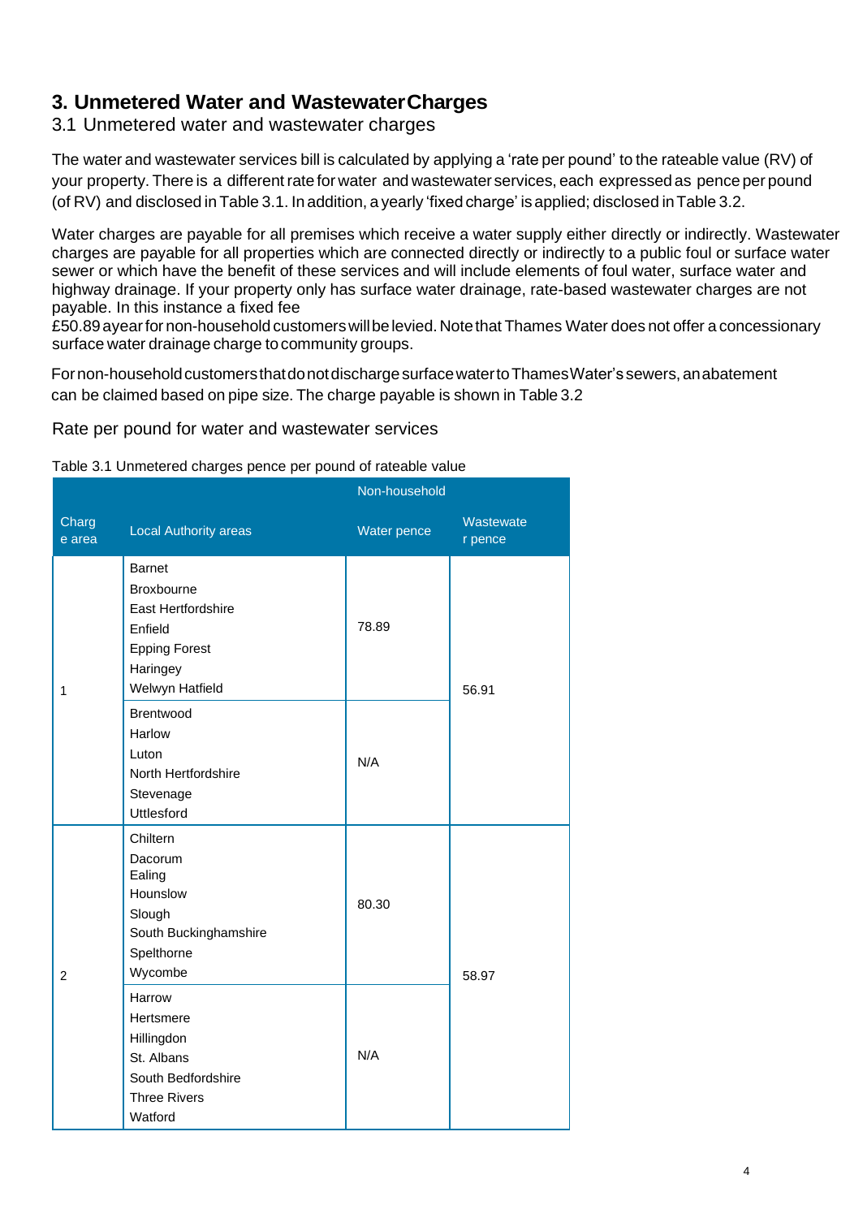# 3. Unmetered Water and Wastewater Charges

## 3.1 Unmetered water and wastewater charges

The water and wastewater services bill is calculated by applying a 'rate per pound' to the rateable value (RV) of your property. There is a different rate for water and wastewater services, each expressed as pence per pound (of RV) and disclosed in Table 3.1. In addition, a yearly 'fixed charge' is applied; disclosed in Table 3.2.

Water charges are payable for all premises which receive a water supply either directly or indirectly. Wastewater charges are payable for all properties which are connected directly or indirectly to a public foul or surface water sewer or which have the benefit of these services and will include elements of foul water, surface water and highway drainage. If your property only has surface water drainage, rate-based wastewater charges are not payable. In this instance a fixed fee £50.89 a year for non-household customers will be levied. Note that Thames Water does not offer a concessionary surface water drainage charge to community groups.

For non-household customers that do not discharge surface water to Thames Water's sewers, an abatement can be claimed based on pipe size. The charge payable is shown in Table 3.2

Rate per pound for water and wastewater services

Table 3.1 Unmetered charges pence per pound of rateable value

| | | Non-household | |
|---|---|---|---|
| Charge area | Local Authority areas | Water pence | Wastewater pence |
| 1 | Barnet<br>Broxbourne<br>East Hertfordshire<br>Enfield<br>Epping Forest<br>Haringey<br>Welwyn Hatfield | 78.89 | 56.91 |
| 1 | Brentwood<br>Harlow<br>Luton<br>North Hertfordshire<br>Stevenage<br>Uttlesford | N/A | 56.91 |
| 2 | Chiltern<br>Dacorum<br>Ealing<br>Hounslow<br>Slough<br>South Buckinghamshire<br>Spelthorne<br>Wycombe | 80.30 | 58.97 |
| 2 | Harrow<br>Hertsmere<br>Hillingdon<br>St. Albans<br>South Bedfordshire<br>Three Rivers<br>Watford | N/A | 58.97 |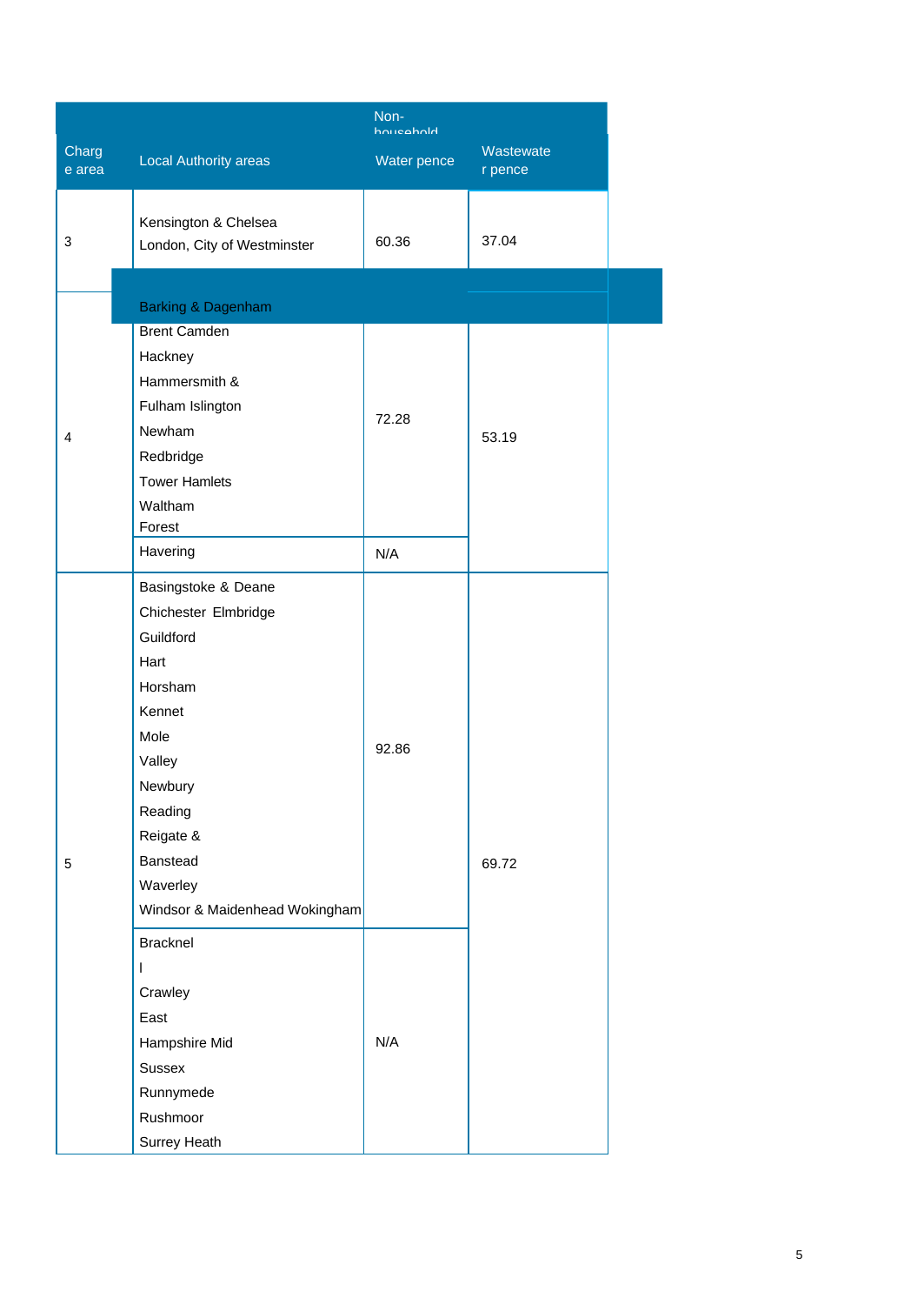| Charge area | Local Authority areas | Non-household Water pence | Wastewater pence |
|---|---|---|---|
| 3 | Kensington & Chelsea London, City of Westminster | 60.36 | 37.04 |
| 4 | Barking & Dagenham Brent Camden Hackney Hammersmith & Fulham Islington Newham Redbridge Tower Hamlets Waltham Forest | 72.28 | 53.19 |
| | Havering | N/A | |
| 5 | Basingstoke & Deane Chichester Elmbridge Guildford Hart Horsham Kennet Mole Valley Newbury Reading Reigate & Banstead Waverley Windsor & Maidenhead Wokingham | 92.86 | 69.72 |
| | Bracknell Crawley East Hampshire Mid Sussex Runnymede Rushmoor Surrey Heath | N/A | |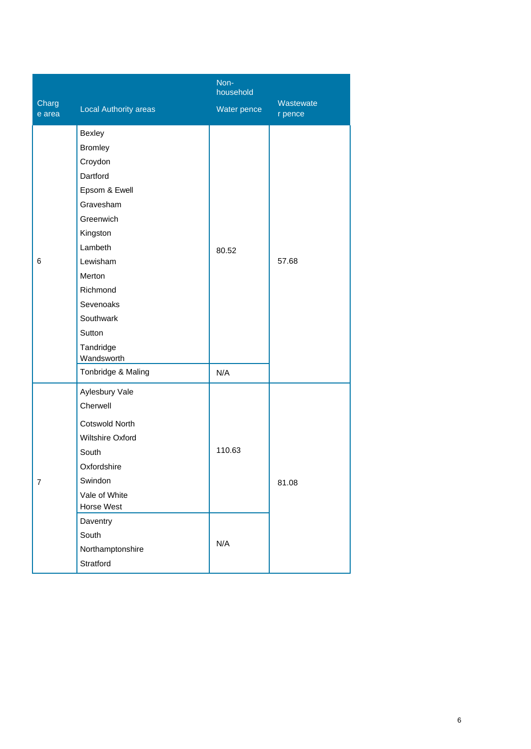| Charge area | Local Authority areas | Non-household Water pence | Wastewater pence |
|---|---|---|---|
| 6 | Bexley<br>Bromley<br>Croydon<br>Dartford<br>Epsom & Ewell<br>Gravesham<br>Greenwich<br>Kingston<br>Lambeth<br>Lewisham<br>Merton<br>Richmond<br>Sevenoaks<br>Southwark<br>Sutton<br>Tandridge<br>Wandsworth | 80.52 | 57.68 |
| | Tonbridge & Maling | N/A | |
| 7 | Aylesbury Vale<br>Cherwell<br>Cotswold North<br>Wiltshire Oxford<br>South<br>Oxfordshire<br>Swindon<br>Vale of White<br>Horse West | 110.63 | 81.08 |
| | Daventry<br>South<br>Northamptonshire<br>Stratford | N/A | |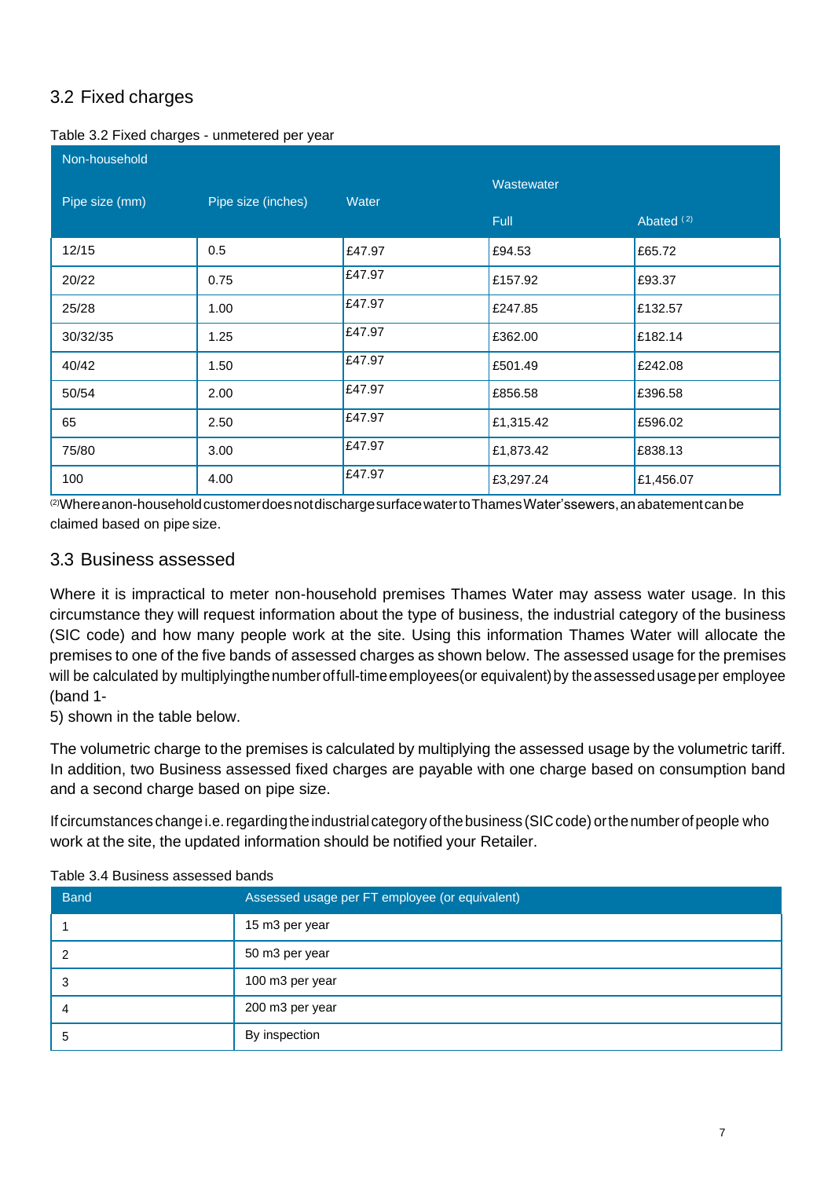## 3.2 Fixed charges

Table 3.2 Fixed charges - unmetered per year

| Non-household | | | | |
|---|---|---|---|---|
| Pipe size (mm) | Pipe size (inches) | Water | Wastewater | |
| | | | Full | Abated [2] |
| 12/15 | 0.5 | £47.97 | £94.53 | £65.72 |
| 20/22 | 0.75 | £47.97 | £157.92 | £93.37 |
| 25/28 | 1.00 | £47.97 | £247.85 | £132.57 |
| 30/32/35 | 1.25 | £47.97 | £362.00 | £182.14 |
| 40/42 | 1.50 | £47.97 | £501.49 | £242.08 |
| 50/54 | 2.00 | £47.97 | £856.58 | £396.58 |
| 65 | 2.50 | £47.97 | £1,315.42 | £596.02 |
| 75/80 | 3.00 | £47.97 | £1,873.42 | £838.13 |
| 100 | 4.00 | £47.97 | £3,297.24 | £1,456.07 |

[2] Where a non-household customer does not discharge surface water to Thames Water's sewers, an abatement can be claimed based on pipe size.

## 3.3 Business assessed

Where it is impractical to meter non-household premises Thames Water may assess water usage. In this circumstance they will request information about the type of business, the industrial category of the business (SIC code) and how many people work at the site. Using this information Thames Water will allocate the premises to one of the five bands of assessed charges as shown below. The assessed usage for the premises will be calculated by multiplying the number of full-time employees (or equivalent) by the assessed usage per employee (band 1-
5) shown in the table below.

The volumetric charge to the premises is calculated by multiplying the assessed usage by the volumetric tariff. In addition, two Business assessed fixed charges are payable with one charge based on consumption band and a second charge based on pipe size.

If circumstances change i.e. regarding the industrial category of the business (SIC code) or the number of people who work at the site, the updated information should be notified your Retailer.

Table 3.4 Business assessed bands

| Band | Assessed usage per FT employee (or equivalent) |
|---|---|
| 1 | 15 m3 per year |
| 2 | 50 m3 per year |
| 3 | 100 m3 per year |
| 4 | 200 m3 per year |
| 5 | By inspection |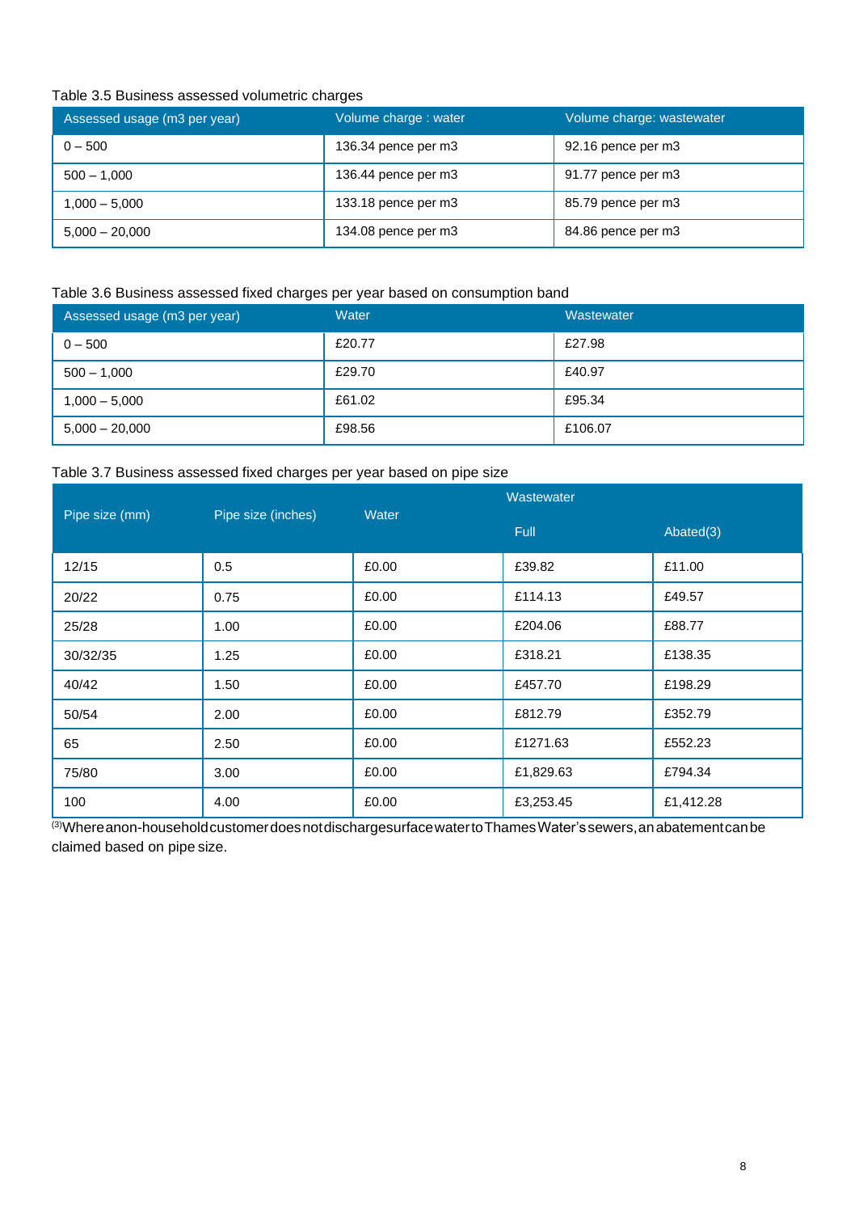Table 3.5 Business assessed volumetric charges

| Assessed usage (m3 per year) | Volume charge : water | Volume charge: wastewater |
|---|---|---|
| 0 – 500 | 136.34 pence per m3 | 92.16 pence per m3 |
| 500 – 1,000 | 136.44 pence per m3 | 91.77 pence per m3 |
| 1,000 – 5,000 | 133.18 pence per m3 | 85.79 pence per m3 |
| 5,000 – 20,000 | 134.08 pence per m3 | 84.86 pence per m3 |

Table 3.6 Business assessed fixed charges per year based on consumption band

| Assessed usage (m3 per year) | Water | Wastewater |
|---|---|---|
| 0 – 500 | £20.77 | £27.98 |
| 500 – 1,000 | £29.70 | £40.97 |
| 1,000 – 5,000 | £61.02 | £95.34 |
| 5,000 – 20,000 | £98.56 | £106.07 |

Table 3.7 Business assessed fixed charges per year based on pipe size

| Pipe size (mm) | Pipe size (inches) | Water | Wastewater | |
|---|---|---|---|---|
| | | | Full | Abated(3) |
| 12/15 | 0.5 | £0.00 | £39.82 | £11.00 |
| 20/22 | 0.75 | £0.00 | £114.13 | £49.57 |
| 25/28 | 1.00 | £0.00 | £204.06 | £88.77 |
| 30/32/35 | 1.25 | £0.00 | £318.21 | £138.35 |
| 40/42 | 1.50 | £0.00 | £457.70 | £198.29 |
| 50/54 | 2.00 | £0.00 | £812.79 | £352.79 |
| 65 | 2.50 | £0.00 | £1271.63 | £552.23 |
| 75/80 | 3.00 | £0.00 | £1,829.63 | £794.34 |
| 100 | 4.00 | £0.00 | £3,253.45 | £1,412.28 |

[3] Where a non-household customer does not discharge surface water to Thames Water's sewers, an abatement can be claimed based on pipe size.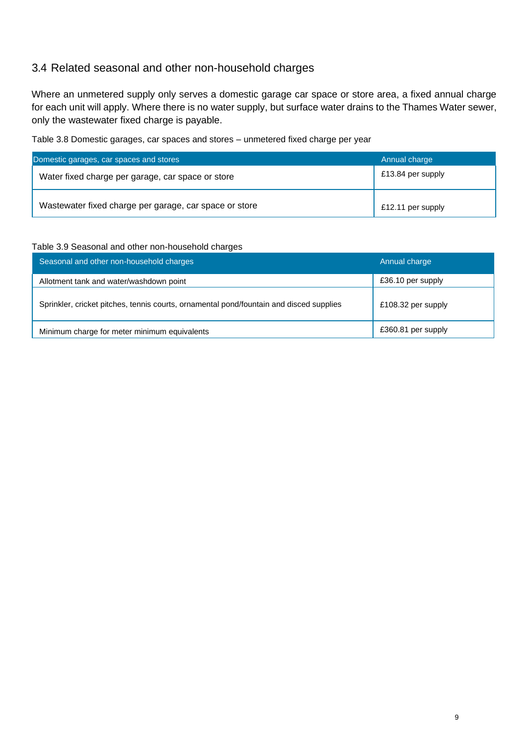## 3.4 Related seasonal and other non-household charges

Where an unmetered supply only serves a domestic garage car space or store area, a fixed annual charge for each unit will apply. Where there is no water supply, but surface water drains to the Thames Water sewer, only the wastewater fixed charge is payable.

Table 3.8 Domestic garages, car spaces and stores – unmetered fixed charge per year

| Domestic garages, car spaces and stores | Annual charge |
|---|---|
| Water fixed charge per garage, car space or store | £13.84 per supply |
| Wastewater fixed charge per garage, car space or store | £12.11 per supply |

Table 3.9 Seasonal and other non-household charges

| Seasonal and other non-household charges | Annual charge |
|---|---|
| Allotment tank and water/washdown point | £36.10 per supply |
| Sprinkler, cricket pitches, tennis courts, ornamental pond/fountain and disced supplies | £108.32 per supply |
| Minimum charge for meter minimum equivalents | £360.81 per supply |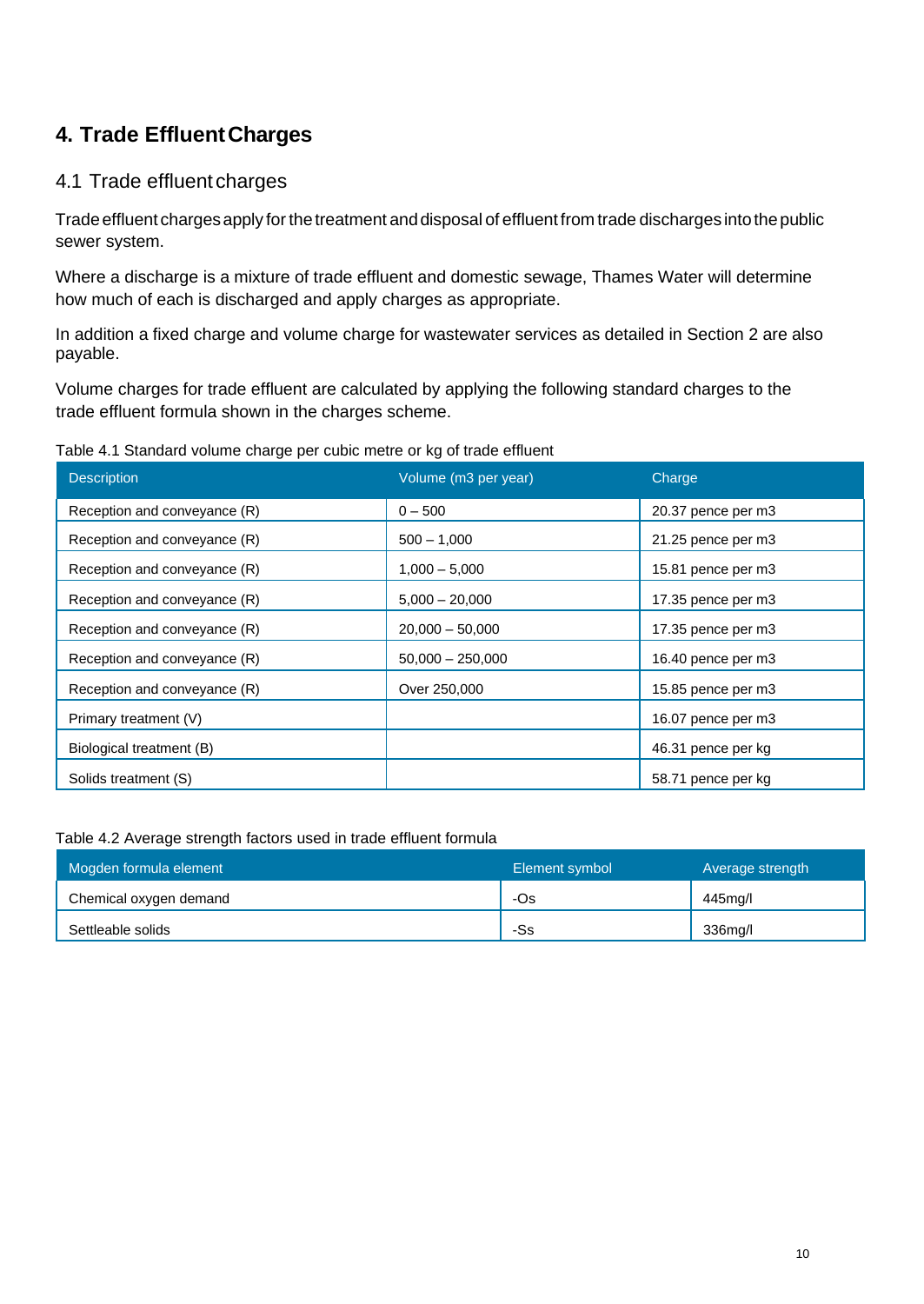# 4. Trade Effluent Charges

## 4.1 Trade effluent charges

Trade effluent charges apply for the treatment and disposal of effluent from trade discharges into the public sewer system.

Where a discharge is a mixture of trade effluent and domestic sewage, Thames Water will determine how much of each is discharged and apply charges as appropriate.

In addition a fixed charge and volume charge for wastewater services as detailed in Section 2 are also payable.

Volume charges for trade effluent are calculated by applying the following standard charges to the trade effluent formula shown in the charges scheme.

Table 4.1 Standard volume charge per cubic metre or kg of trade effluent

| Description | Volume (m3 per year) | Charge |
|---|---|---|
| Reception and conveyance (R) | 0 – 500 | 20.37 pence per m3 |
| Reception and conveyance (R) | 500 – 1,000 | 21.25 pence per m3 |
| Reception and conveyance (R) | 1,000 – 5,000 | 15.81 pence per m3 |
| Reception and conveyance (R) | 5,000 – 20,000 | 17.35 pence per m3 |
| Reception and conveyance (R) | 20,000 – 50,000 | 17.35 pence per m3 |
| Reception and conveyance (R) | 50,000 – 250,000 | 16.40 pence per m3 |
| Reception and conveyance (R) | Over 250,000 | 15.85 pence per m3 |
| Primary treatment (V) | | 16.07 pence per m3 |
| Biological treatment (B) | | 46.31 pence per kg |
| Solids treatment (S) | | 58.71 pence per kg |

Table 4.2 Average strength factors used in trade effluent formula

| Mogden formula element | Element symbol | Average strength |
|---|---|---|
| Chemical oxygen demand | -Os | 445mg/l |
| Settleable solids | -Ss | 336mg/l |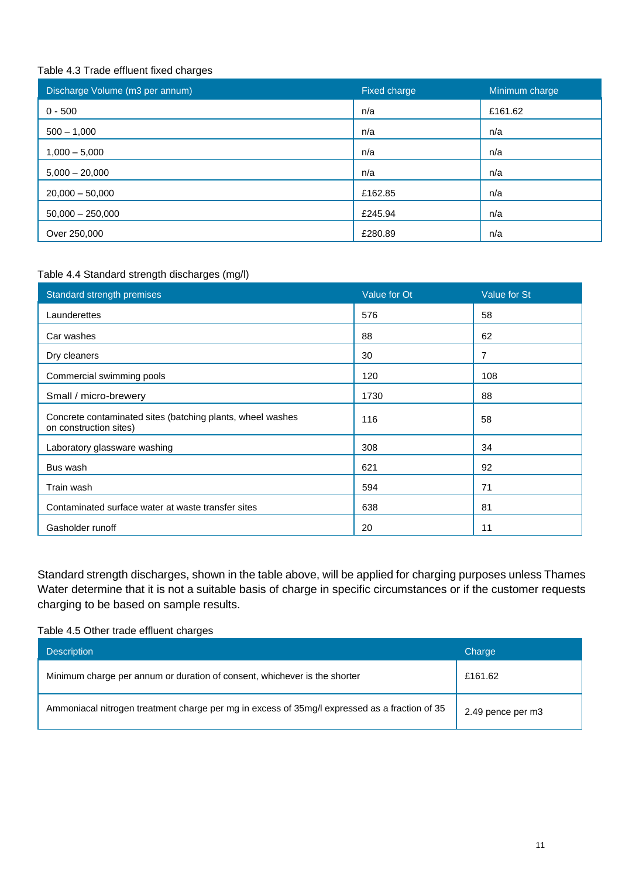Table 4.3 Trade effluent fixed charges

| Discharge Volume (m3 per annum) | Fixed charge | Minimum charge |
|---|---|---|
| 0 - 500 | n/a | £161.62 |
| 500 – 1,000 | n/a | n/a |
| 1,000 – 5,000 | n/a | n/a |
| 5,000 – 20,000 | n/a | n/a |
| 20,000 – 50,000 | £162.85 | n/a |
| 50,000 – 250,000 | £245.94 | n/a |
| Over 250,000 | £280.89 | n/a |

Table 4.4 Standard strength discharges (mg/l)

| Standard strength premises | Value for Ot | Value for St |
|---|---|---|
| Launderettes | 576 | 58 |
| Car washes | 88 | 62 |
| Dry cleaners | 30 | 7 |
| Commercial swimming pools | 120 | 108 |
| Small / micro-brewery | 1730 | 88 |
| Concrete contaminated sites (batching plants, wheel washes on construction sites) | 116 | 58 |
| Laboratory glassware washing | 308 | 34 |
| Bus wash | 621 | 92 |
| Train wash | 594 | 71 |
| Contaminated surface water at waste transfer sites | 638 | 81 |
| Gasholder runoff | 20 | 11 |

Standard strength discharges, shown in the table above, will be applied for charging purposes unless Thames Water determine that it is not a suitable basis of charge in specific circumstances or if the customer requests charging to be based on sample results.

Table 4.5 Other trade effluent charges

| Description | Charge |
|---|---|
| Minimum charge per annum or duration of consent, whichever is the shorter | £161.62 |
| Ammoniacal nitrogen treatment charge per mg in excess of 35mg/l expressed as a fraction of 35 | 2.49 pence per m3 |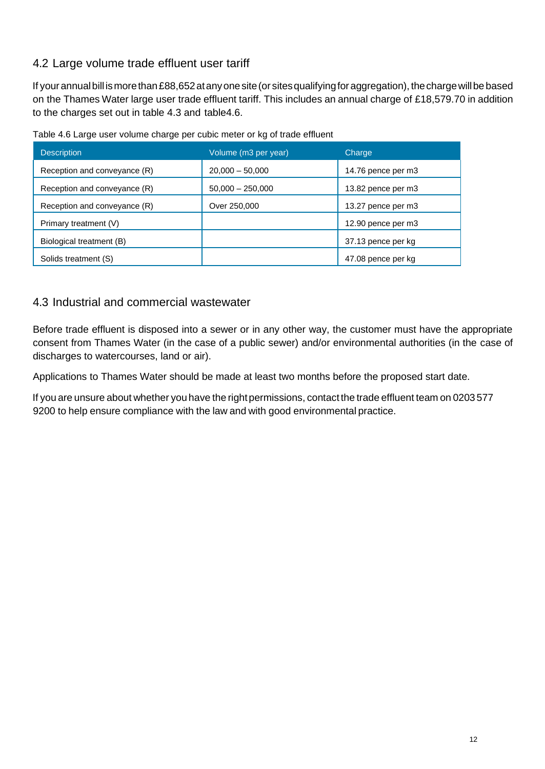## 4.2 Large volume trade effluent user tariff

If your annual bill is more than £88,652 at any one site (or sites qualifying for aggregation), the charge will be based on the Thames Water large user trade effluent tariff. This includes an annual charge of £18,579.70 in addition to the charges set out in table 4.3 and table4.6.

Table 4.6 Large user volume charge per cubic meter or kg of trade effluent

| Description | Volume (m3 per year) | Charge |
|---|---|---|
| Reception and conveyance (R) | 20,000 – 50,000 | 14.76 pence per m3 |
| Reception and conveyance (R) | 50,000 – 250,000 | 13.82 pence per m3 |
| Reception and conveyance (R) | Over 250,000 | 13.27 pence per m3 |
| Primary treatment (V) | | 12.90 pence per m3 |
| Biological treatment (B) | | 37.13 pence per kg |
| Solids treatment (S) | | 47.08 pence per kg |

## 4.3 Industrial and commercial wastewater

Before trade effluent is disposed into a sewer or in any other way, the customer must have the appropriate consent from Thames Water (in the case of a public sewer) and/or environmental authorities (in the case of discharges to watercourses, land or air).

Applications to Thames Water should be made at least two months before the proposed start date.

If you are unsure about whether you have the right permissions, contact the trade effluent team on 0203 577 9200 to help ensure compliance with the law and with good environmental practice.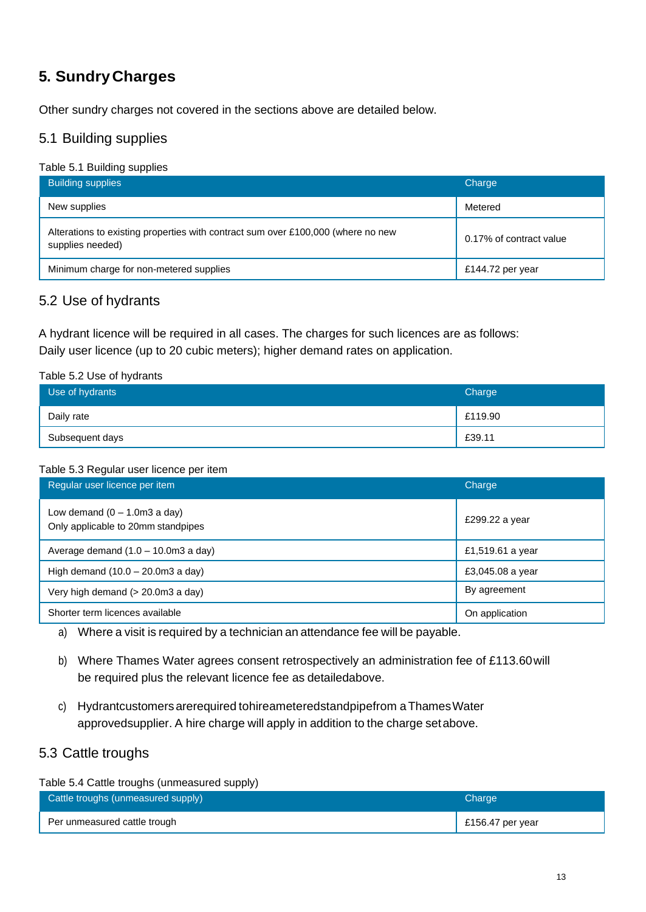# 5. Sundry Charges

Other sundry charges not covered in the sections above are detailed below.

## 5.1 Building supplies

Table 5.1 Building supplies

| Building supplies | Charge |
|---|---|
| New supplies | Metered |
| Alterations to existing properties with contract sum over £100,000 (where no new supplies needed) | 0.17% of contract value |
| Minimum charge for non-metered supplies | £144.72 per year |

## 5.2 Use of hydrants

A hydrant licence will be required in all cases. The charges for such licences are as follows: Daily user licence (up to 20 cubic meters); higher demand rates on application.

Table 5.2 Use of hydrants

| Use of hydrants | Charge |
|---|---|
| Daily rate | £119.90 |
| Subsequent days | £39.11 |

Table 5.3 Regular user licence per item

| Regular user licence per item | Charge |
|---|---|
| Low demand (0 – 1.0m3 a day)<br>Only applicable to 20mm standpipes | £299.22 a year |
| Average demand (1.0 – 10.0m3 a day) | £1,519.61 a year |
| High demand (10.0 – 20.0m3 a day) | £3,045.08 a year |
| Very high demand (> 20.0m3 a day) | By agreement |
| Shorter term licences available | On application |

a) Where a visit is required by a technician an attendance fee will be payable.

b) Where Thames Water agrees consent retrospectively an administration fee of £113.60 will be required plus the relevant licence fee as detailed above.

c) Hydrant customers are required to hire a metered standpipe from a Thames Water approved supplier. A hire charge will apply in addition to the charge set above.

## 5.3 Cattle troughs

Table 5.4 Cattle troughs (unmeasured supply)

| Cattle troughs (unmeasured supply) | Charge |
|---|---|
| Per unmeasured cattle trough | £156.47 per year |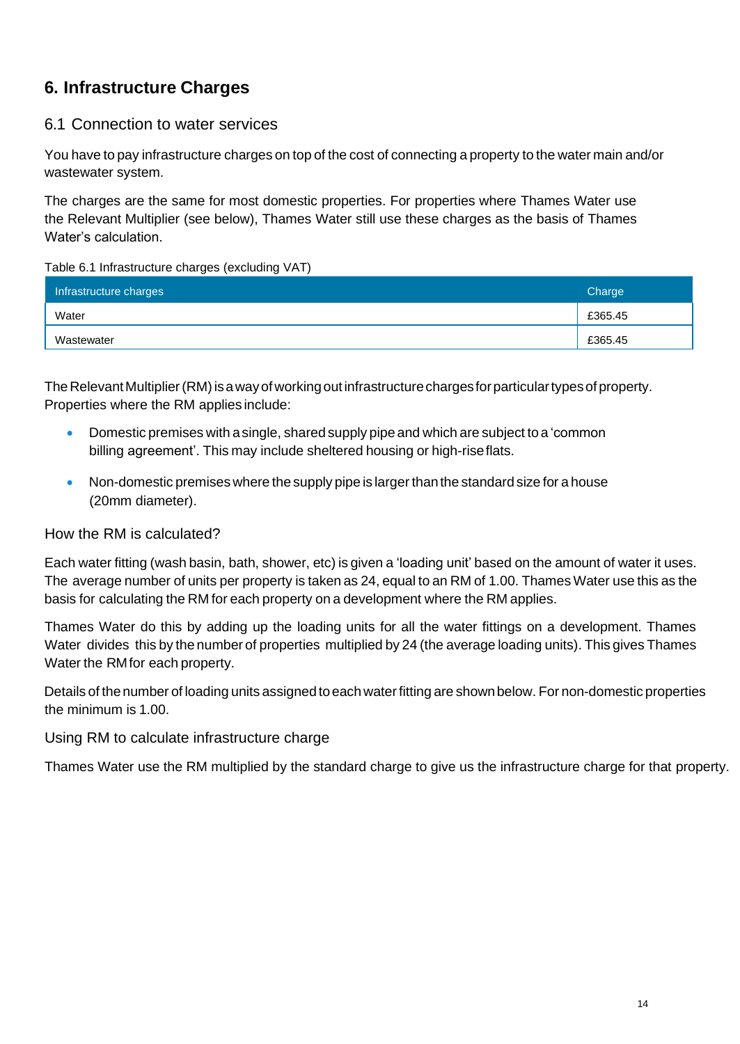## 6. Infrastructure Charges

### 6.1 Connection to water services

You have to pay infrastructure charges on top of the cost of connecting a property to the water main and/or wastewater system.

The charges are the same for most domestic properties. For properties where Thames Water use the Relevant Multiplier (see below), Thames Water still use these charges as the basis of Thames Water's calculation.

Table 6.1 Infrastructure charges (excluding VAT)

| Infrastructure charges | Charge |
|---|---|
| Water | £365.45 |
| Wastewater | £365.45 |

The Relevant Multiplier (RM) is a way of working out infrastructure charges for particular types of property. Properties where the RM applies include:

- Domestic premises with a single, shared supply pipe and which are subject to a 'common billing agreement'. This may include sheltered housing or high-rise flats.
- Non-domestic premises where the supply pipe is larger than the standard size for a house (20mm diameter).

### How the RM is calculated?

Each water fitting (wash basin, bath, shower, etc) is given a 'loading unit' based on the amount of water it uses. The average number of units per property is taken as 24, equal to an RM of 1.00. Thames Water use this as the basis for calculating the RM for each property on a development where the RM applies.

Thames Water do this by adding up the loading units for all the water fittings on a development. Thames Water divides this by the number of properties multiplied by 24 (the average loading units). This gives Thames Water the RM for each property.

Details of the number of loading units assigned to each water fitting are shown below. For non-domestic properties the minimum is 1.00.

### Using RM to calculate infrastructure charge

Thames Water use the RM multiplied by the standard charge to give us the infrastructure charge for that property.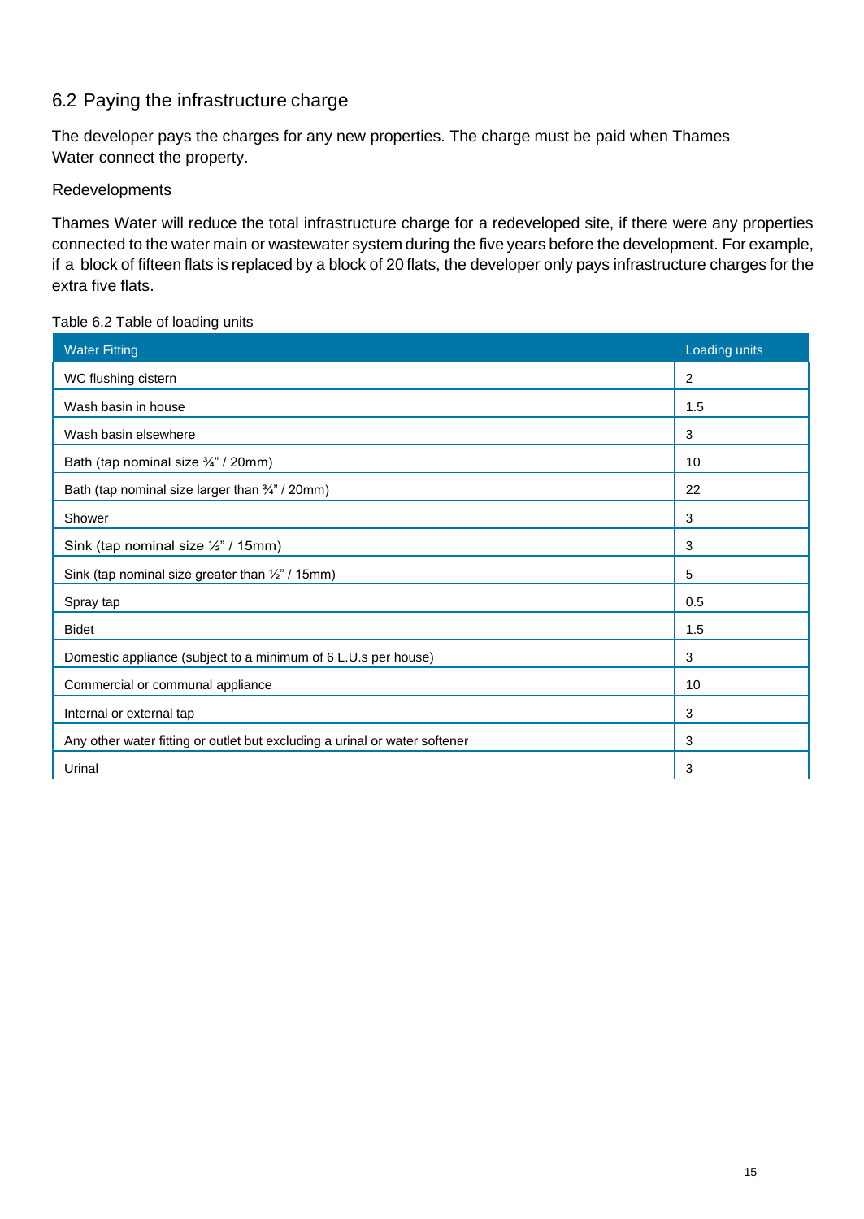## 6.2 Paying the infrastructure charge

The developer pays the charges for any new properties. The charge must be paid when Thames Water connect the property.

Redevelopments

Thames Water will reduce the total infrastructure charge for a redeveloped site, if there were any properties connected to the water main or wastewater system during the five years before the development. For example, if a block of fifteen flats is replaced by a block of 20 flats, the developer only pays infrastructure charges for the extra five flats.

Table 6.2 Table of loading units

| Water Fitting | Loading units |
|---|---|
| WC flushing cistern | 2 |
| Wash basin in house | 1.5 |
| Wash basin elsewhere | 3 |
| Bath (tap nominal size ¾" / 20mm) | 10 |
| Bath (tap nominal size larger than ¾" / 20mm) | 22 |
| Shower | 3 |
| Sink (tap nominal size ½" / 15mm) | 3 |
| Sink (tap nominal size greater than ½" / 15mm) | 5 |
| Spray tap | 0.5 |
| Bidet | 1.5 |
| Domestic appliance (subject to a minimum of 6 L.U.s per house) | 3 |
| Commercial or communal appliance | 10 |
| Internal or external tap | 3 |
| Any other water fitting or outlet but excluding a urinal or water softener | 3 |
| Urinal | 3 |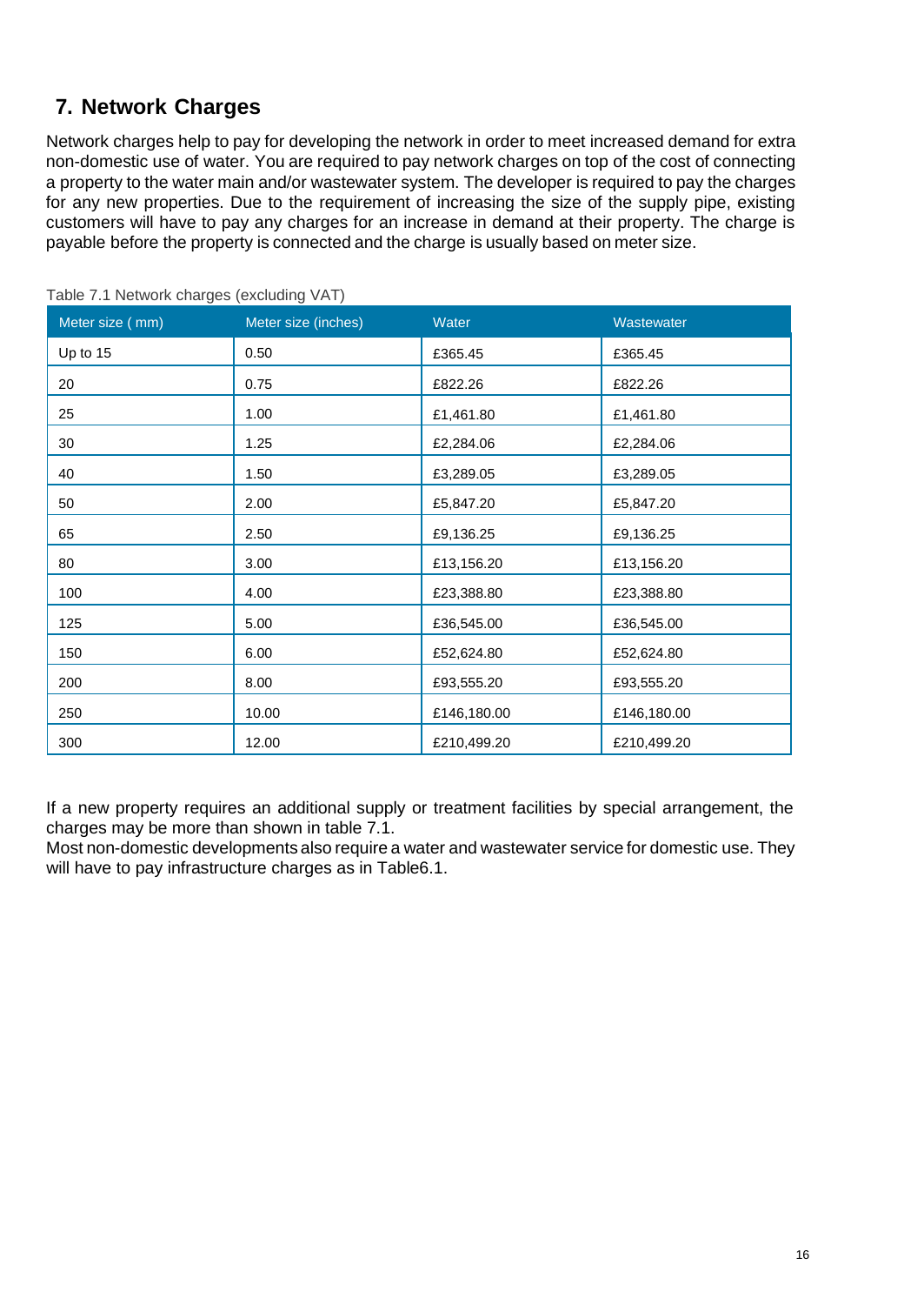## 7. Network Charges

Network charges help to pay for developing the network in order to meet increased demand for extra non-domestic use of water. You are required to pay network charges on top of the cost of connecting a property to the water main and/or wastewater system. The developer is required to pay the charges for any new properties. Due to the requirement of increasing the size of the supply pipe, existing customers will have to pay any charges for an increase in demand at their property. The charge is payable before the property is connected and the charge is usually based on meter size.

Table 7.1 Network charges (excluding VAT)

| Meter size ( mm) | Meter size (inches) | Water | Wastewater |
|---|---|---|---|
| Up to 15 | 0.50 | £365.45 | £365.45 |
| 20 | 0.75 | £822.26 | £822.26 |
| 25 | 1.00 | £1,461.80 | £1,461.80 |
| 30 | 1.25 | £2,284.06 | £2,284.06 |
| 40 | 1.50 | £3,289.05 | £3,289.05 |
| 50 | 2.00 | £5,847.20 | £5,847.20 |
| 65 | 2.50 | £9,136.25 | £9,136.25 |
| 80 | 3.00 | £13,156.20 | £13,156.20 |
| 100 | 4.00 | £23,388.80 | £23,388.80 |
| 125 | 5.00 | £36,545.00 | £36,545.00 |
| 150 | 6.00 | £52,624.80 | £52,624.80 |
| 200 | 8.00 | £93,555.20 | £93,555.20 |
| 250 | 10.00 | £146,180.00 | £146,180.00 |
| 300 | 12.00 | £210,499.20 | £210,499.20 |

If a new property requires an additional supply or treatment facilities by special arrangement, the charges may be more than shown in table 7.1.
Most non-domestic developments also require a water and wastewater service for domestic use. They will have to pay infrastructure charges as in Table6.1.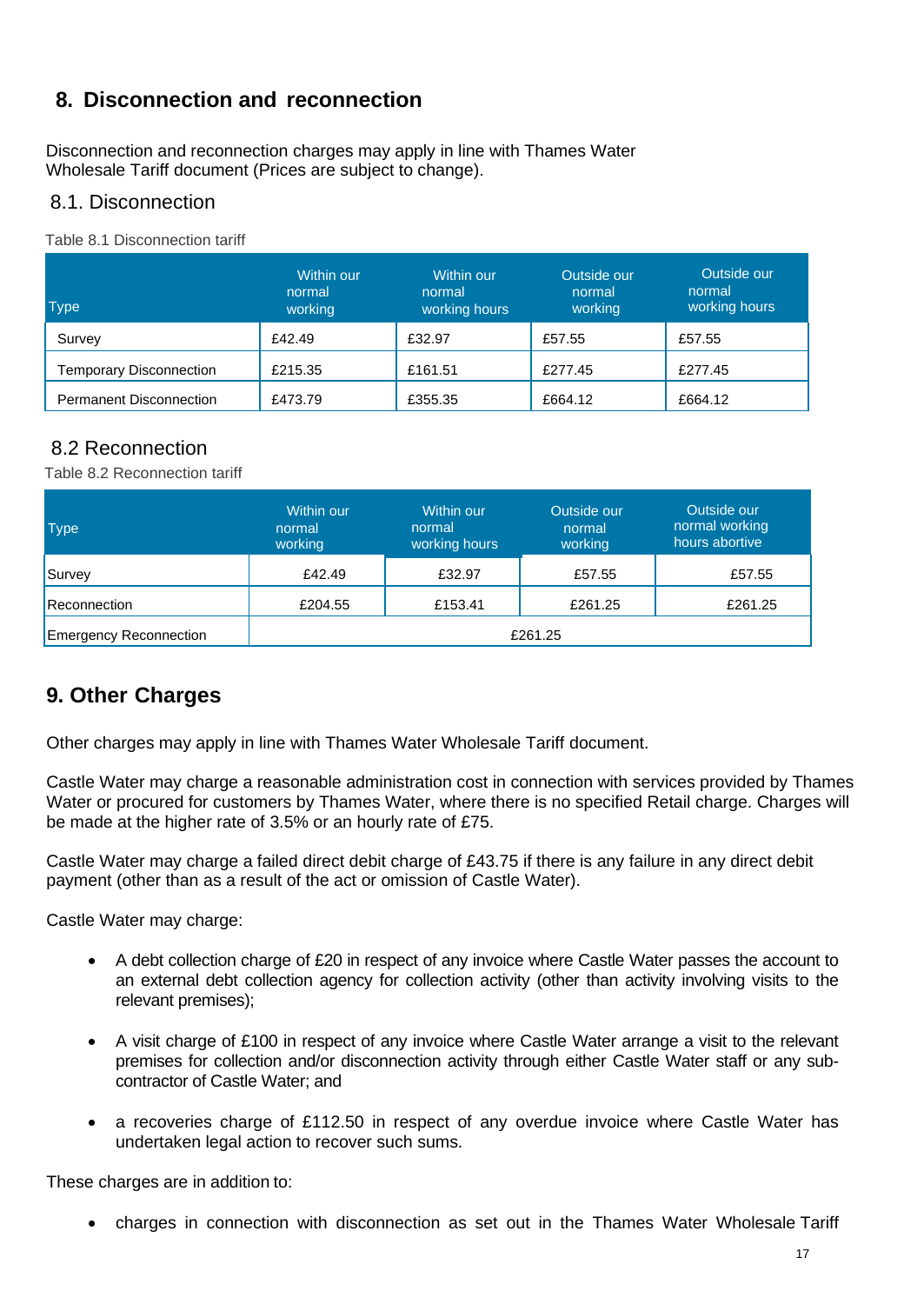## 8. Disconnection and reconnection

Disconnection and reconnection charges may apply in line with Thames Water Wholesale Tariff document (Prices are subject to change).

### 8.1. Disconnection

Table 8.1 Disconnection tariff

| Type | Within our normal working | Within our normal working hours | Outside our normal working | Outside our normal working hours |
|---|---|---|---|---|
| Survey | £42.49 | £32.97 | £57.55 | £57.55 |
| Temporary Disconnection | £215.35 | £161.51 | £277.45 | £277.45 |
| Permanent Disconnection | £473.79 | £355.35 | £664.12 | £664.12 |

### 8.2 Reconnection

Table 8.2 Reconnection tariff

| Type | Within our normal working | Within our normal working hours | Outside our normal working | Outside our normal working hours abortive |
|---|---|---|---|---|
| Survey | £42.49 | £32.97 | £57.55 | £57.55 |
| Reconnection | £204.55 | £153.41 | £261.25 | £261.25 |
| Emergency Reconnection | £261.25 | | | |

## 9. Other Charges

Other charges may apply in line with Thames Water Wholesale Tariff document.

Castle Water may charge a reasonable administration cost in connection with services provided by Thames Water or procured for customers by Thames Water, where there is no specified Retail charge. Charges will be made at the higher rate of 3.5% or an hourly rate of £75.

Castle Water may charge a failed direct debit charge of £43.75 if there is any failure in any direct debit payment (other than as a result of the act or omission of Castle Water).

Castle Water may charge:

- A debt collection charge of £20 in respect of any invoice where Castle Water passes the account to an external debt collection agency for collection activity (other than activity involving visits to the relevant premises);
- A visit charge of £100 in respect of any invoice where Castle Water arrange a visit to the relevant premises for collection and/or disconnection activity through either Castle Water staff or any sub-contractor of Castle Water; and
- a recoveries charge of £112.50 in respect of any overdue invoice where Castle Water has undertaken legal action to recover such sums.

These charges are in addition to:

- charges in connection with disconnection as set out in the Thames Water Wholesale Tariff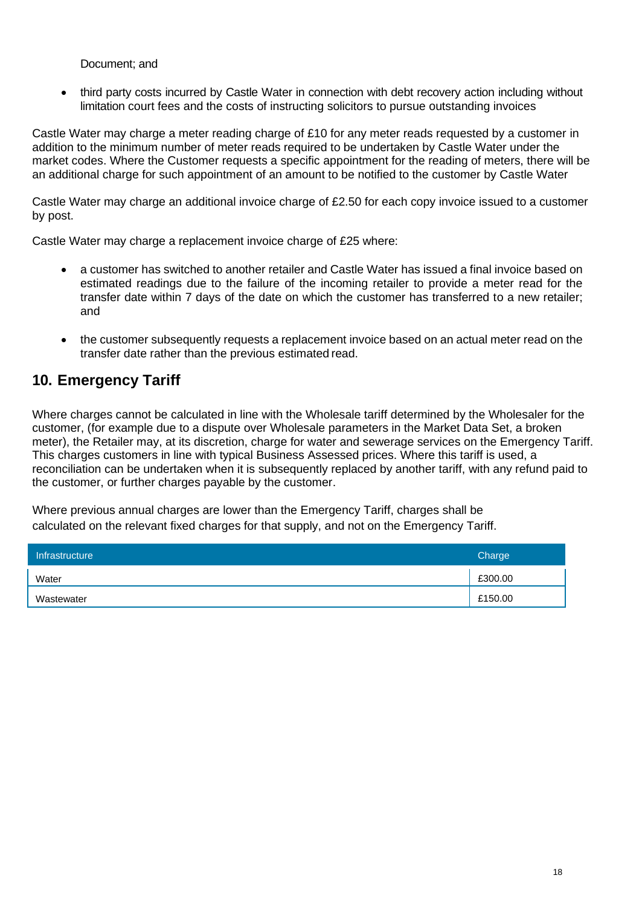Document; and

- third party costs incurred by Castle Water in connection with debt recovery action including without limitation court fees and the costs of instructing solicitors to pursue outstanding invoices

Castle Water may charge a meter reading charge of £10 for any meter reads requested by a customer in addition to the minimum number of meter reads required to be undertaken by Castle Water under the market codes. Where the Customer requests a specific appointment for the reading of meters, there will be an additional charge for such appointment of an amount to be notified to the customer by Castle Water

Castle Water may charge an additional invoice charge of £2.50 for each copy invoice issued to a customer by post.

Castle Water may charge a replacement invoice charge of £25 where:

- a customer has switched to another retailer and Castle Water has issued a final invoice based on estimated readings due to the failure of the incoming retailer to provide a meter read for the transfer date within 7 days of the date on which the customer has transferred to a new retailer; and

- the customer subsequently requests a replacement invoice based on an actual meter read on the transfer date rather than the previous estimated read.

## 10. Emergency Tariff

Where charges cannot be calculated in line with the Wholesale tariff determined by the Wholesaler for the customer, (for example due to a dispute over Wholesale parameters in the Market Data Set, a broken meter), the Retailer may, at its discretion, charge for water and sewerage services on the Emergency Tariff. This charges customers in line with typical Business Assessed prices. Where this tariff is used, a reconciliation can be undertaken when it is subsequently replaced by another tariff, with any refund paid to the customer, or further charges payable by the customer.

Where previous annual charges are lower than the Emergency Tariff, charges shall be calculated on the relevant fixed charges for that supply, and not on the Emergency Tariff.

| Infrastructure | Charge |
| --- | --- |
| Water | £300.00 |
| Wastewater | £150.00 |